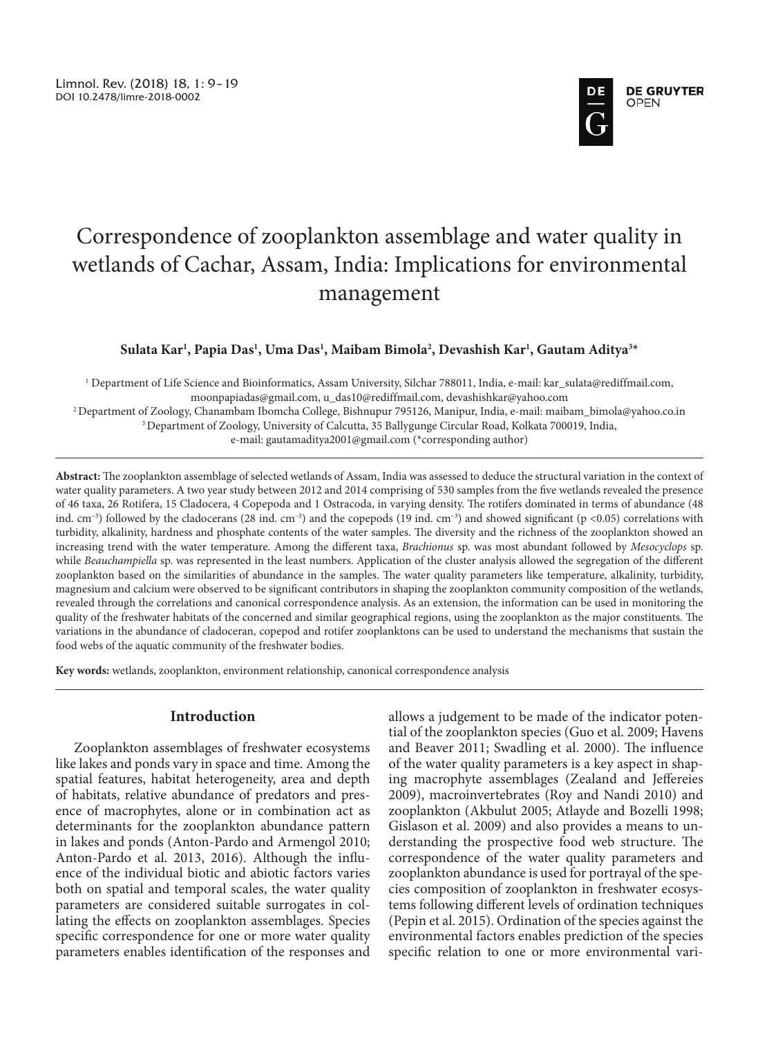# Correspondence of zooplankton assemblage and water quality in wetlands of Cachar, Assam, India: Implications for environmental management

**Sulata Kar[1], Papia Das[1], Uma Das[1], Maibam Bimola[2], Devashish Kar[1], Gautam Aditya[3*]**

[1] Department of Life Science and Bioinformatics, Assam University, Silchar 788011, India, e-mail: kar_sulata@rediffmail.com, moonpapiadas@gmail.com, u_das10@rediffmail.com, devashishkar@yahoo.com
[2] Department of Zoology, Chanambam Ibomcha College, Bishnupur 795126, Manipur, India, e-mail: maibam_bimola@yahoo.co.in
[3] Department of Zoology, University of Calcutta, 35 Ballygunge Circular Road, Kolkata 700019, India, e-mail: gautamaditya2001@gmail.com (*corresponding author)

**Abstract:** The zooplankton assemblage of selected wetlands of Assam, India was assessed to deduce the structural variation in the context of water quality parameters. A two year study between 2012 and 2014 comprising of 530 samples from the five wetlands revealed the presence of 46 taxa, 26 Rotifera, 15 Cladocera, 4 Copepoda and 1 Ostracoda, in varying density. The rotifers dominated in terms of abundance (48 ind. $cm^{-3}$) followed by the cladocerans (28 ind. $cm^{-3}$) and the copepods (19 ind. $cm^{-3}$) and showed significant ($p < 0.05$) correlations with turbidity, alkalinity, hardness and phosphate contents of the water samples. The diversity and the richness of the zooplankton showed an increasing trend with the water temperature. Among the different taxa, *Brachionus* sp. was most abundant followed by *Mesocyclops* sp. while *Beauchampiella* sp. was represented in the least numbers. Application of the cluster analysis allowed the segregation of the different zooplankton based on the similarities of abundance in the samples. The water quality parameters like temperature, alkalinity, turbidity, magnesium and calcium were observed to be significant contributors in shaping the zooplankton community composition of the wetlands, revealed through the correlations and canonical correspondence analysis. As an extension, the information can be used in monitoring the quality of the freshwater habitats of the concerned and similar geographical regions, using the zooplankton as the major constituents. The variations in the abundance of cladoceran, copepod and rotifer zooplanktons can be used to understand the mechanisms that sustain the food webs of the aquatic community of the freshwater bodies.

**Key words:** wetlands, zooplankton, environment relationship, canonical correspondence analysis

## Introduction

Zooplankton assemblages of freshwater ecosystems like lakes and ponds vary in space and time. Among the spatial features, habitat heterogeneity, area and depth of habitats, relative abundance of predators and presence of macrophytes, alone or in combination act as determinants for the zooplankton abundance pattern in lakes and ponds (Anton-Pardo and Armengol 2010; Anton-Pardo et al. 2013, 2016). Although the influence of the individual biotic and abiotic factors varies both on spatial and temporal scales, the water quality parameters are considered suitable surrogates in collating the effects on zooplankton assemblages. Species specific correspondence for one or more water quality parameters enables identification of the responses and allows a judgement to be made of the indicator potential of the zooplankton species (Guo et al. 2009; Havens and Beaver 2011; Swadling et al. 2000). The influence of the water quality parameters is a key aspect in shaping macrophyte assemblages (Zealand and Jeffereies 2009), macroinvertebrates (Roy and Nandi 2010) and zooplankton (Akbulut 2005; Atlayde and Bozelli 1998; Gislason et al. 2009) and also provides a means to understanding the prospective food web structure. The correspondence of the water quality parameters and zooplankton abundance is used for portrayal of the species composition of zooplankton in freshwater ecosystems following different levels of ordination techniques (Pepin et al. 2015). Ordination of the species against the environmental factors enables prediction of the species specific relation to one or more environmental vari-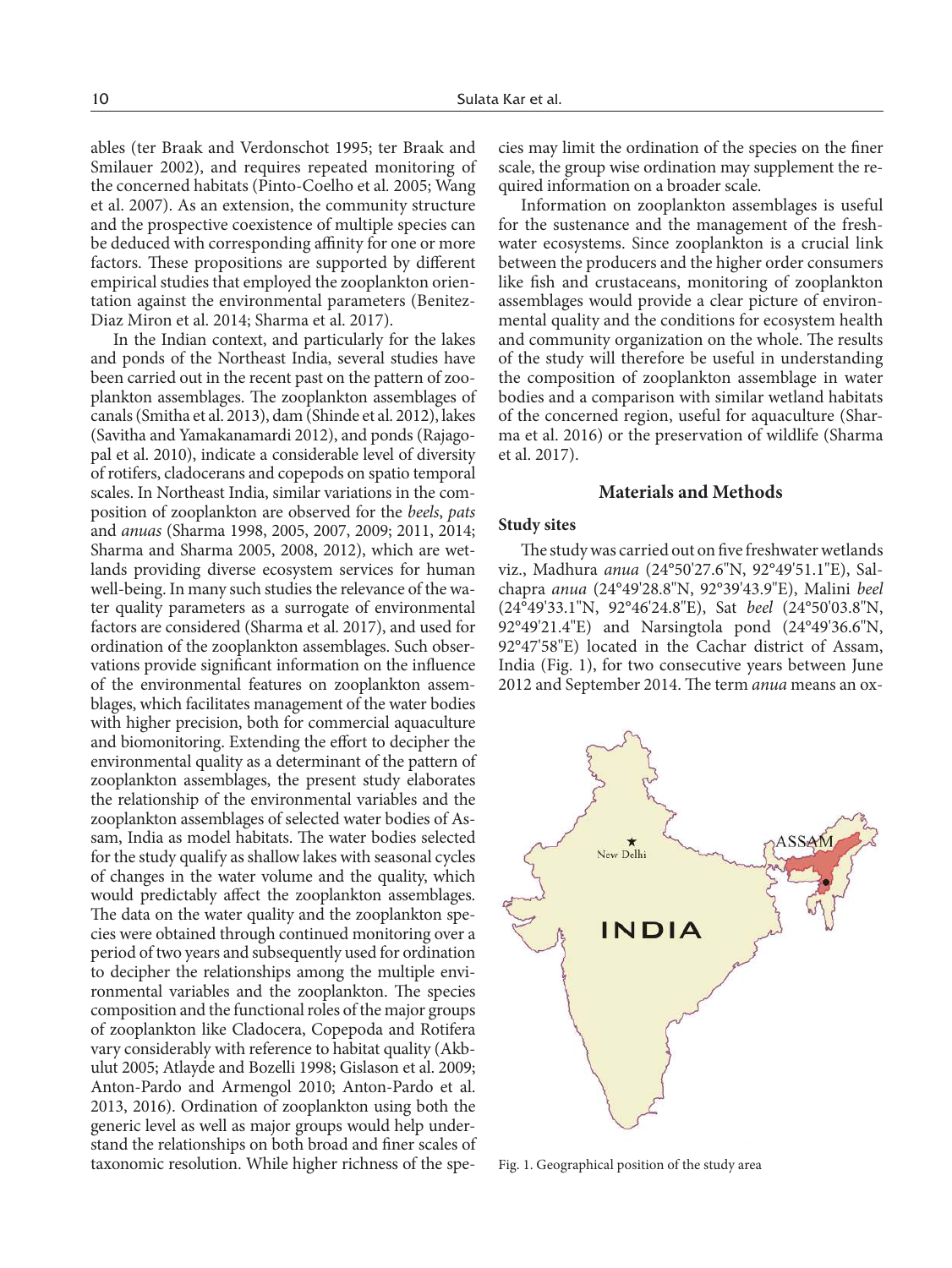ables (ter Braak and Verdonschot 1995; ter Braak and Smilauer 2002), and requires repeated monitoring of the concerned habitats (Pinto-Coelho et al. 2005; Wang et al. 2007). As an extension, the community structure and the prospective coexistence of multiple species can be deduced with corresponding affinity for one or more factors. These propositions are supported by different empirical studies that employed the zooplankton orientation against the environmental parameters (Benitez-Diaz Miron et al. 2014; Sharma et al. 2017).

In the Indian context, and particularly for the lakes and ponds of the Northeast India, several studies have been carried out in the recent past on the pattern of zooplankton assemblages. The zooplankton assemblages of canals (Smitha et al. 2013), dam (Shinde et al. 2012), lakes (Savitha and Yamakanamardi 2012), and ponds (Rajagopal et al. 2010), indicate a considerable level of diversity of rotifers, cladocerans and copepods on spatio temporal scales. In Northeast India, similar variations in the composition of zooplankton are observed for the *beels*, *pats* and *anuas* (Sharma 1998, 2005, 2007, 2009; 2011, 2014; Sharma and Sharma 2005, 2008, 2012), which are wetlands providing diverse ecosystem services for human well-being. In many such studies the relevance of the water quality parameters as a surrogate of environmental factors are considered (Sharma et al. 2017), and used for ordination of the zooplankton assemblages. Such observations provide significant information on the influence of the environmental features on zooplankton assemblages, which facilitates management of the water bodies with higher precision, both for commercial aquaculture and biomonitoring. Extending the effort to decipher the environmental quality as a determinant of the pattern of zooplankton assemblages, the present study elaborates the relationship of the environmental variables and the zooplankton assemblages of selected water bodies of Assam, India as model habitats. The water bodies selected for the study qualify as shallow lakes with seasonal cycles of changes in the water volume and the quality, which would predictably affect the zooplankton assemblages. The data on the water quality and the zooplankton species were obtained through continued monitoring over a period of two years and subsequently used for ordination to decipher the relationships among the multiple environmental variables and the zooplankton. The species composition and the functional roles of the major groups of zooplankton like Cladocera, Copepoda and Rotifera vary considerably with reference to habitat quality (Akbulut 2005; Atlayde and Bozelli 1998; Gislason et al. 2009; Anton-Pardo and Armengol 2010; Anton-Pardo et al. 2013, 2016). Ordination of zooplankton using both the generic level as well as major groups would help understand the relationships on both broad and finer scales of taxonomic resolution. While higher richness of the species may limit the ordination of the species on the finer scale, the group wise ordination may supplement the required information on a broader scale.

Information on zooplankton assemblages is useful for the sustenance and the management of the freshwater ecosystems. Since zooplankton is a crucial link between the producers and the higher order consumers like fish and crustaceans, monitoring of zooplankton assemblages would provide a clear picture of environmental quality and the conditions for ecosystem health and community organization on the whole. The results of the study will therefore be useful in understanding the composition of zooplankton assemblage in water bodies and a comparison with similar wetland habitats of the concerned region, useful for aquaculture (Sharma et al. 2016) or the preservation of wildlife (Sharma et al. 2017).

## Materials and Methods

### Study sites

The study was carried out on five freshwater wetlands viz., Madhura *anua* (24°50'27.6"N, 92°49'51.1"E), Salchapra *anua* (24°49'28.8"N, 92°39'43.9"E), Malini *beel* (24°49'33.1"N, 92°46'24.8"E), Sat *beel* (24°50'03.8"N, 92°49'21.4"E) and Narsingtola pond (24°49'36.6"N, 92°47'58"E) located in the Cachar district of Assam, India (Fig. 1), for two consecutive years between June 2012 and September 2014. The term *anua* means an ox-

New Delhi
ASSAM
INDIA

Fig. 1. Geographical position of the study area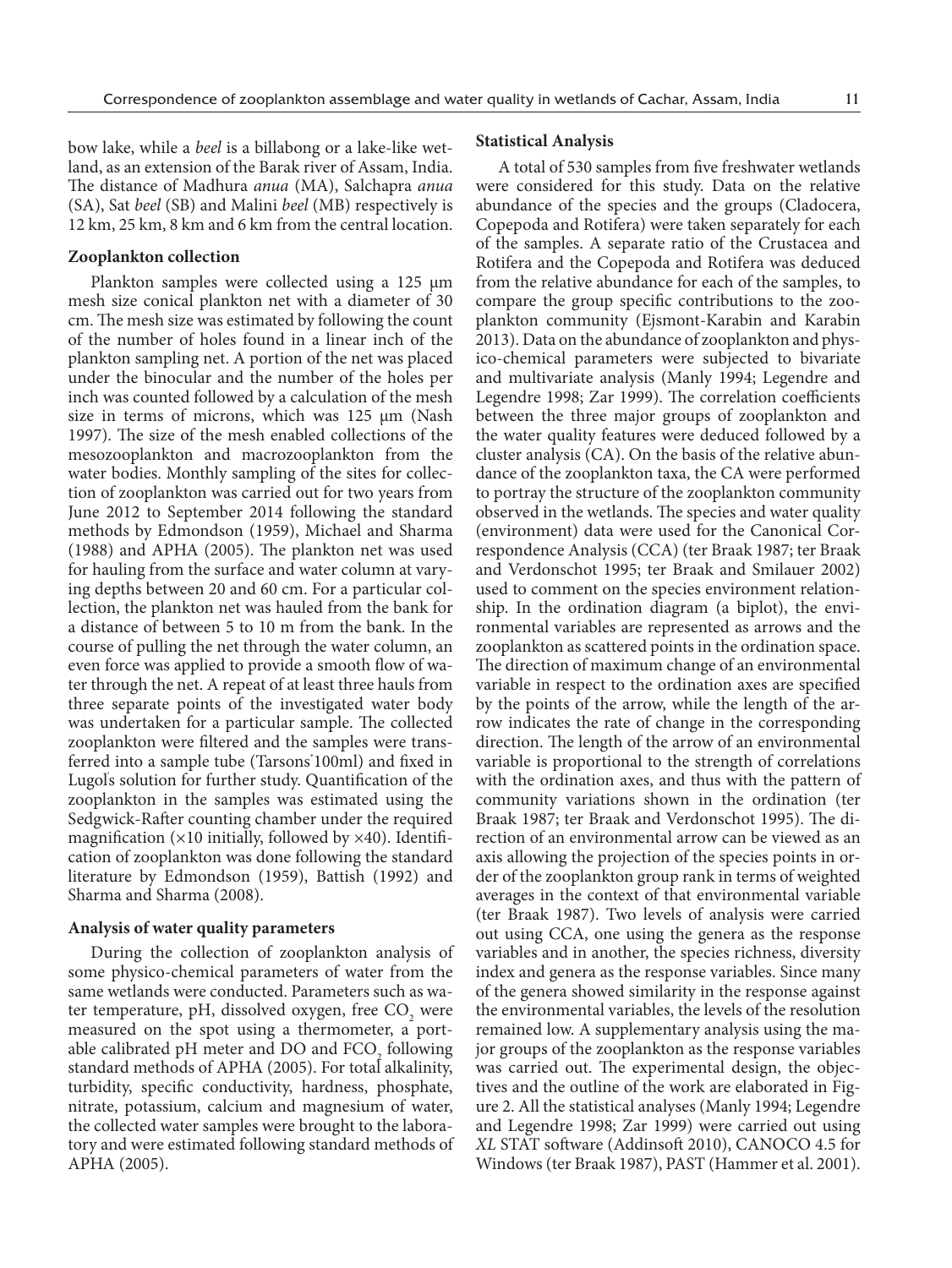bow lake, while a *beel* is a billabong or a lake-like wetland, as an extension of the Barak river of Assam, India. The distance of Madhura *anua* (MA), Salchapra *anua* (SA), Sat *beel* (SB) and Malini *beel* (MB) respectively is 12 km, 25 km, 8 km and 6 km from the central location.

### Zooplankton collection

Plankton samples were collected using a 125 μm mesh size conical plankton net with a diameter of 30 cm. The mesh size was estimated by following the count of the number of holes found in a linear inch of the plankton sampling net. A portion of the net was placed under the binocular and the number of the holes per inch was counted followed by a calculation of the mesh size in terms of microns, which was 125 μm (Nash 1997). The size of the mesh enabled collections of the mesozooplankton and macrozooplankton from the water bodies. Monthly sampling of the sites for collection of zooplankton was carried out for two years from June 2012 to September 2014 following the standard methods by Edmondson (1959), Michael and Sharma (1988) and APHA (2005). The plankton net was used for hauling from the surface and water column at varying depths between 20 and 60 cm. For a particular collection, the plankton net was hauled from the bank for a distance of between 5 to 10 m from the bank. In the course of pulling the net through the water column, an even force was applied to provide a smooth flow of water through the net. A repeat of at least three hauls from three separate points of the investigated water body was undertaken for a particular sample. The collected zooplankton were filtered and the samples were transferred into a sample tube (Tarsons® 100ml) and fixed in Lugol's solution for further study. Quantification of the zooplankton in the samples was estimated using the Sedgwick-Rafter counting chamber under the required magnification (×10 initially, followed by ×40). Identification of zooplankton was done following the standard literature by Edmondson (1959), Battish (1992) and Sharma and Sharma (2008).

### Analysis of water quality parameters

During the collection of zooplankton analysis of some physico-chemical parameters of water from the same wetlands were conducted. Parameters such as water temperature, pH, dissolved oxygen, free $CO_2$ were measured on the spot using a thermometer, a portable calibrated pH meter and DO and $FCO_2$ following standard methods of APHA (2005). For total alkalinity, turbidity, specific conductivity, hardness, phosphate, nitrate, potassium, calcium and magnesium of water, the collected water samples were brought to the laboratory and were estimated following standard methods of APHA (2005).

### Statistical Analysis

A total of 530 samples from five freshwater wetlands were considered for this study. Data on the relative abundance of the species and the groups (Cladocera, Copepoda and Rotifera) were taken separately for each of the samples. A separate ratio of the Crustacea and Rotifera and the Copepoda and Rotifera was deduced from the relative abundance for each of the samples, to compare the group specific contributions to the zooplankton community (Ejsmont-Karabin and Karabin 2013). Data on the abundance of zooplankton and physico-chemical parameters were subjected to bivariate and multivariate analysis (Manly 1994; Legendre and Legendre 1998; Zar 1999). The correlation coefficients between the three major groups of zooplankton and the water quality features were deduced followed by a cluster analysis (CA). On the basis of the relative abundance of the zooplankton taxa, the CA were performed to portray the structure of the zooplankton community observed in the wetlands. The species and water quality (environment) data were used for the Canonical Correspondence Analysis (CCA) (ter Braak 1987; ter Braak and Verdonschot 1995; ter Braak and Smilauer 2002) used to comment on the species environment relationship. In the ordination diagram (a biplot), the environmental variables are represented as arrows and the zooplankton as scattered points in the ordination space. The direction of maximum change of an environmental variable in respect to the ordination axes are specified by the points of the arrow, while the length of the arrow indicates the rate of change in the corresponding direction. The length of the arrow of an environmental variable is proportional to the strength of correlations with the ordination axes, and thus with the pattern of community variations shown in the ordination (ter Braak 1987; ter Braak and Verdonschot 1995). The direction of an environmental arrow can be viewed as an axis allowing the projection of the species points in order of the zooplankton group rank in terms of weighted averages in the context of that environmental variable (ter Braak 1987). Two levels of analysis were carried out using CCA, one using the genera as the response variables and in another, the species richness, diversity index and genera as the response variables. Since many of the genera showed similarity in the response against the environmental variables, the levels of the resolution remained low. A supplementary analysis using the major groups of the zooplankton as the response variables was carried out. The experimental design, the objectives and the outline of the work are elaborated in Figure 2. All the statistical analyses (Manly 1994; Legendre and Legendre 1998; Zar 1999) were carried out using *XL* STAT software (Addinsoft 2010), CANOCO 4.5 for Windows (ter Braak 1987), PAST (Hammer et al. 2001).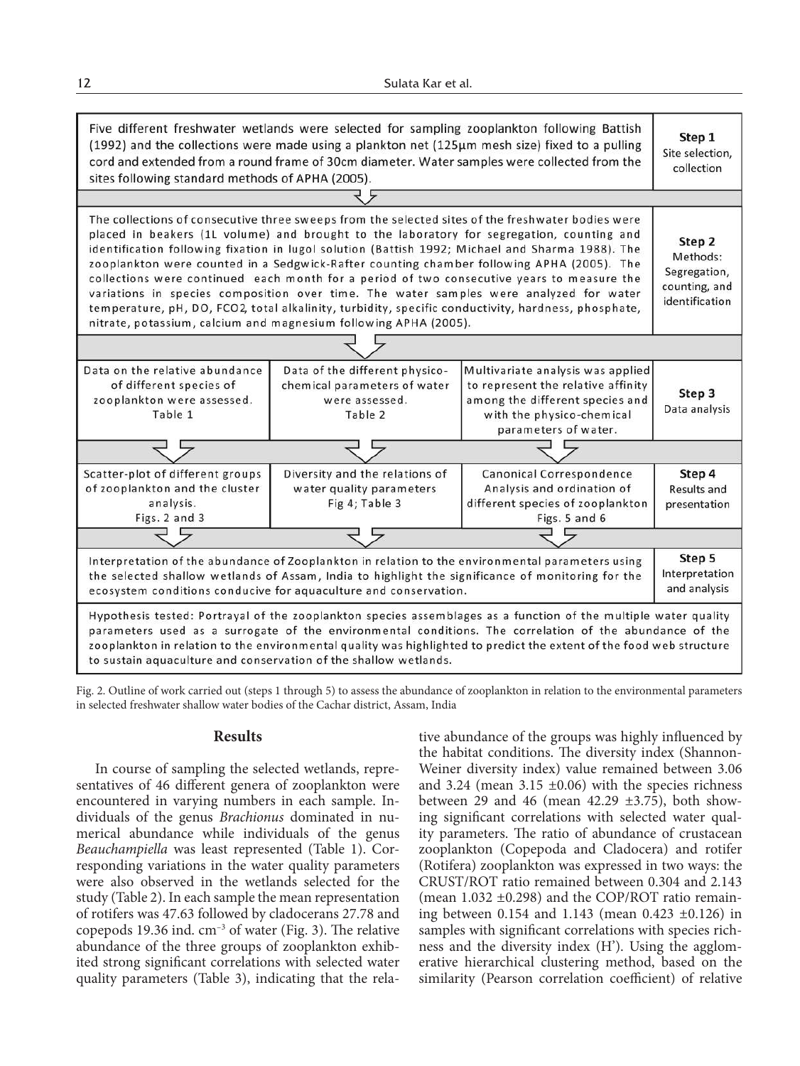| | Step |
|---|---|
| Five different freshwater wetlands were selected for sampling zooplankton following Battish (1992) and the collections were made using a plankton net (125µm mesh size) fixed to a pulling cord and extended from a round frame of 30cm diameter. Water samples were collected from the sites following standard methods of APHA (2005). | Step 1 Site selection, collection |
| The collections of consecutive three sweeps from the selected sites of the freshwater bodies were placed in beakers (1L volume) and brought to the laboratory for segregation, counting and identification following fixation in lugol solution (Battish 1992; Michael and Sharma 1988). The zooplankton were counted in a Sedgwick-Rafter counting chamber following APHA (2005). The collections were continued each month for a period of two consecutive years to measure the variations in species composition over time. The water samples were analyzed for water temperature, pH, DO, FCO2, total alkalinity, turbidity, specific conductivity, hardness, phosphate, nitrate, potassium, calcium and magnesium following APHA (2005). | Step 2 Methods: Segregation, counting, and identification |

| | | | Step |
|---|---|---|---|
| Data on the relative abundance of different species of zooplankton were assessed. Table 1 | Data of the different physico-chemical parameters of water were assessed. Table 2 | Multivariate analysis was applied to represent the relative affinity among the different species and with the physico-chemical parameters of water. | Step 3 Data analysis |
| Scatter-plot of different groups of zooplankton and the cluster analysis. Figs. 2 and 3 | Diversity and the relations of water quality parameters Fig 4; Table 3 | Canonical Correspondence Analysis and ordination of different species of zooplankton Figs. 5 and 6 | Step 4 Results and presentation |

| | Step |
|---|---|
| Interpretation of the abundance of Zooplankton in relation to the environmental parameters using the selected shallow wetlands of Assam, India to highlight the significance of monitoring for the ecosystem conditions conducive for aquaculture and conservation. | Step 5 Interpretation and analysis |

Hypothesis tested: Portrayal of the zooplankton species assemblages as a function of the multiple water quality parameters used as a surrogate of the environmental conditions. The correlation of the abundance of the zooplankton in relation to the environmental quality was highlighted to predict the extent of the food web structure to sustain aquaculture and conservation of the shallow wetlands.

Fig. 2. Outline of work carried out (steps 1 through 5) to assess the abundance of zooplankton in relation to the environmental parameters in selected freshwater shallow water bodies of the Cachar district, Assam, India

## Results

In course of sampling the selected wetlands, representatives of 46 different genera of zooplankton were encountered in varying numbers in each sample. Individuals of the genus *Brachionus* dominated in numerical abundance while individuals of the genus *Beauchampiella* was least represented (Table 1). Corresponding variations in the water quality parameters were also observed in the wetlands selected for the study (Table 2). In each sample the mean representation of rotifers was 47.63 followed by cladocerans 27.78 and copepods 19.36 ind. $cm^{-3}$ of water (Fig. 3). The relative abundance of the three groups of zooplankton exhibited strong significant correlations with selected water quality parameters (Table 3), indicating that the relative abundance of the groups was highly influenced by the habitat conditions. The diversity index (Shannon-Weiner diversity index) value remained between 3.06 and 3.24 (mean 3.15 ±0.06) with the species richness between 29 and 46 (mean 42.29 ±3.75), both showing significant correlations with selected water quality parameters. The ratio of abundance of crustacean zooplankton (Copepoda and Cladocera) and rotifer (Rotifera) zooplankton was expressed in two ways: the CRUST/ROT ratio remained between 0.304 and 2.143 (mean 1.032 ±0.298) and the COP/ROT ratio remaining between 0.154 and 1.143 (mean 0.423 ±0.126) in samples with significant correlations with species richness and the diversity index (H'). Using the agglomerative hierarchical clustering method, based on the similarity (Pearson correlation coefficient) of relative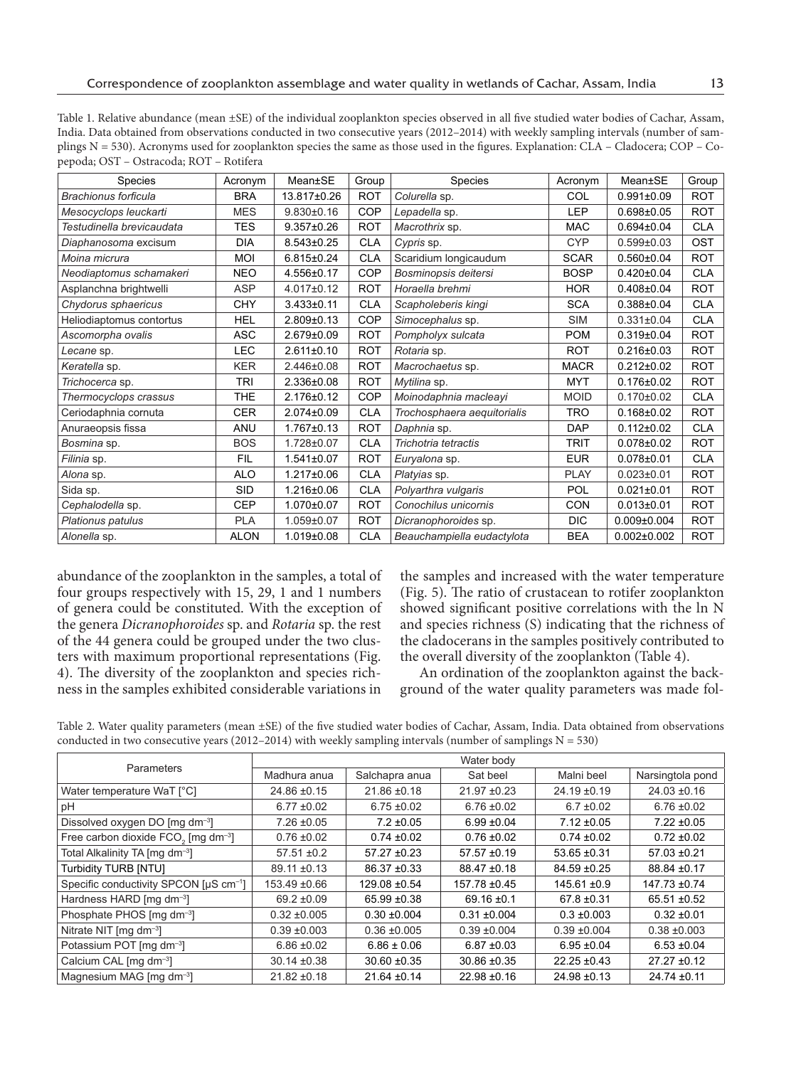Table 1. Relative abundance (mean ±SE) of the individual zooplankton species observed in all five studied water bodies of Cachar, Assam, India. Data obtained from observations conducted in two consecutive years (2012–2014) with weekly sampling intervals (number of samplings N = 530). Acronyms used for zooplankton species the same as those used in the figures. Explanation: CLA – Cladocera; COP – Copepoda; OST – Ostracoda; ROT – Rotifera

| Species | Acronym | Mean±SE | Group | Species | Acronym | Mean±SE | Group |
|---|---|---|---|---|---|---|---|
| *Brachionus forficula* | BRA | 13.817±0.26 | ROT | *Colurella* sp. | COL | 0.991±0.09 | ROT |
| *Mesocyclops leuckarti* | MES | 9.830±0.16 | COP | *Lepadella* sp. | LEP | 0.698±0.05 | ROT |
| *Testudinella brevicaudata* | TES | 9.357±0.26 | ROT | *Macrothrix* sp. | MAC | 0.694±0.04 | CLA |
| *Diaphanosoma* excisum | DIA | 8.543±0.25 | CLA | *Cypris* sp. | CYP | 0.599±0.03 | OST |
| *Moina micrura* | MOI | 6.815±0.24 | CLA | Scaridium longicaudum | SCAR | 0.560±0.04 | ROT |
| *Neodiaptomus schamakeri* | NEO | 4.556±0.17 | COP | *Bosminopsis deitersi* | BOSP | 0.420±0.04 | CLA |
| Asplanchna brightwelli | ASP | 4.017±0.12 | ROT | *Horaella brehmi* | HOR | 0.408±0.04 | ROT |
| *Chydorus sphaericus* | CHY | 3.433±0.11 | CLA | *Scapholeberis kingi* | SCA | 0.388±0.04 | CLA |
| Heliodiaptomus contortus | HEL | 2.809±0.13 | COP | *Simocephalus* sp. | SIM | 0.331±0.04 | CLA |
| *Ascomorpha ovalis* | ASC | 2.679±0.09 | ROT | *Pompholyx sulcata* | POM | 0.319±0.04 | ROT |
| *Lecane* sp. | LEC | 2.611±0.10 | ROT | *Rotaria* sp. | ROT | 0.216±0.03 | ROT |
| *Keratella* sp. | KER | 2.446±0.08 | ROT | *Macrochaetus* sp. | MACR | 0.212±0.02 | ROT |
| *Trichocerca* sp. | TRI | 2.336±0.08 | ROT | *Mytilina* sp. | MYT | 0.176±0.02 | ROT |
| *Thermocyclops crassus* | THE | 2.176±0.12 | COP | *Moinodaphnia macleayi* | MOID | 0.170±0.02 | CLA |
| Ceriodaphnia cornuta | CER | 2.074±0.09 | CLA | *Trochosphaera aequitorialis* | TRO | 0.168±0.02 | ROT |
| Anuraeopsis fissa | ANU | 1.767±0.13 | ROT | *Daphnia* sp. | DAP | 0.112±0.02 | CLA |
| *Bosmina* sp. | BOS | 1.728±0.07 | CLA | *Trichotria tetractis* | TRIT | 0.078±0.02 | ROT |
| *Filinia* sp. | FIL | 1.541±0.07 | ROT | *Euryalona* sp. | EUR | 0.078±0.01 | CLA |
| *Alona* sp. | ALO | 1.217±0.06 | CLA | *Platyias* sp. | PLAY | 0.023±0.01 | ROT |
| Sida sp. | SID | 1.216±0.06 | CLA | *Polyarthra vulgaris* | POL | 0.021±0.01 | ROT |
| *Cephalodella* sp. | CEP | 1.070±0.07 | ROT | *Conochilus unicornis* | CON | 0.013±0.01 | ROT |
| *Platious patulus* | PLA | 1.059±0.07 | ROT | *Dicranophoroides* sp. | DIC | 0.009±0.004 | ROT |
| *Alonella* sp. | ALON | 1.019±0.08 | CLA | *Beauchampiella eudactylota* | BEA | 0.002±0.002 | ROT |

abundance of the zooplankton in the samples, a total of four groups respectively with 15, 29, 1 and 1 numbers of genera could be constituted. With the exception of the genera *Dicranophoroides* sp. and *Rotaria* sp. the rest of the 44 genera could be grouped under the two clusters with maximum proportional representations (Fig. 4). The diversity of the zooplankton and species richness in the samples exhibited considerable variations in the samples and increased with the water temperature (Fig. 5). The ratio of crustacean to rotifer zooplankton showed significant positive correlations with the ln N and species richness (S) indicating that the richness of the cladocerans in the samples positively contributed to the overall diversity of the zooplankton (Table 4).

An ordination of the zooplankton against the background of the water quality parameters was made fol-

Table 2. Water quality parameters (mean ±SE) of the five studied water bodies of Cachar, Assam, India. Data obtained from observations conducted in two consecutive years (2012–2014) with weekly sampling intervals (number of samplings N = 530)

| Parameters | Water body | | | | |
|---|---|---|---|---|---|
| | Madhura anua | Salchapra anua | Sat beel | Malni beel | Narsingtola pond |
| Water temperature WaT [°C] | 24.86 ±0.15 | 21.86 ±0.18 | 21.97 ±0.23 | 24.19 ±0.19 | 24.03 ±0.16 |
| pH | 6.77 ±0.02 | 6.75 ±0.02 | 6.76 ±0.02 | 6.7 ±0.02 | 6.76 ±0.02 |
| Dissolved oxygen DO [mg dm$^{-3}$] | 7.26 ±0.05 | 7.2 ±0.05 | 6.99 ±0.04 | 7.12 ±0.05 | 7.22 ±0.05 |
| Free carbon dioxide $FCO_2$ [mg dm$^{-3}$] | 0.76 ±0.02 | 0.74 ±0.02 | 0.76 ±0.02 | 0.74 ±0.02 | 0.72 ±0.02 |
| Total Alkalinity TA [mg dm$^{-3}$] | 57.51 ±0.2 | 57.27 ±0.23 | 57.57 ±0.19 | 53.65 ±0.31 | 57.03 ±0.21 |
| Turbidity TURB [NTU] | 89.11 ±0.13 | 86.37 ±0.33 | 88.47 ±0.18 | 84.59 ±0.25 | 88.84 ±0.17 |
| Specific conductivity SPCON [µS cm$^{-1}$] | 153.49 ±0.66 | 129.08 ±0.54 | 157.78 ±0.45 | 145.61 ±0.9 | 147.73 ±0.74 |
| Hardness HARD [mg dm$^{-3}$] | 69.2 ±0.09 | 65.99 ±0.38 | 69.16 ±0.1 | 67.8 ±0.31 | 65.51 ±0.52 |
| Phosphate PHOS [mg dm$^{-3}$] | 0.32 ±0.005 | 0.30 ±0.004 | 0.31 ±0.004 | 0.3 ±0.003 | 0.32 ±0.01 |
| Nitrate NIT [mg dm$^{-3}$] | 0.39 ±0.003 | 0.36 ±0.005 | 0.39 ±0.004 | 0.39 ±0.004 | 0.38 ±0.003 |
| Potassium POT [mg dm$^{-3}$] | 6.86 ±0.02 | 6.86 ± 0.06 | 6.87 ±0.03 | 6.95 ±0.04 | 6.53 ±0.04 |
| Calcium CAL [mg dm$^{-3}$] | 30.14 ±0.38 | 30.60 ±0.35 | 30.86 ±0.35 | 22.25 ±0.43 | 27.27 ±0.12 |
| Magnesium MAG [mg dm$^{-3}$] | 21.82 ±0.18 | 21.64 ±0.14 | 22.98 ±0.16 | 24.98 ±0.13 | 24.74 ±0.11 |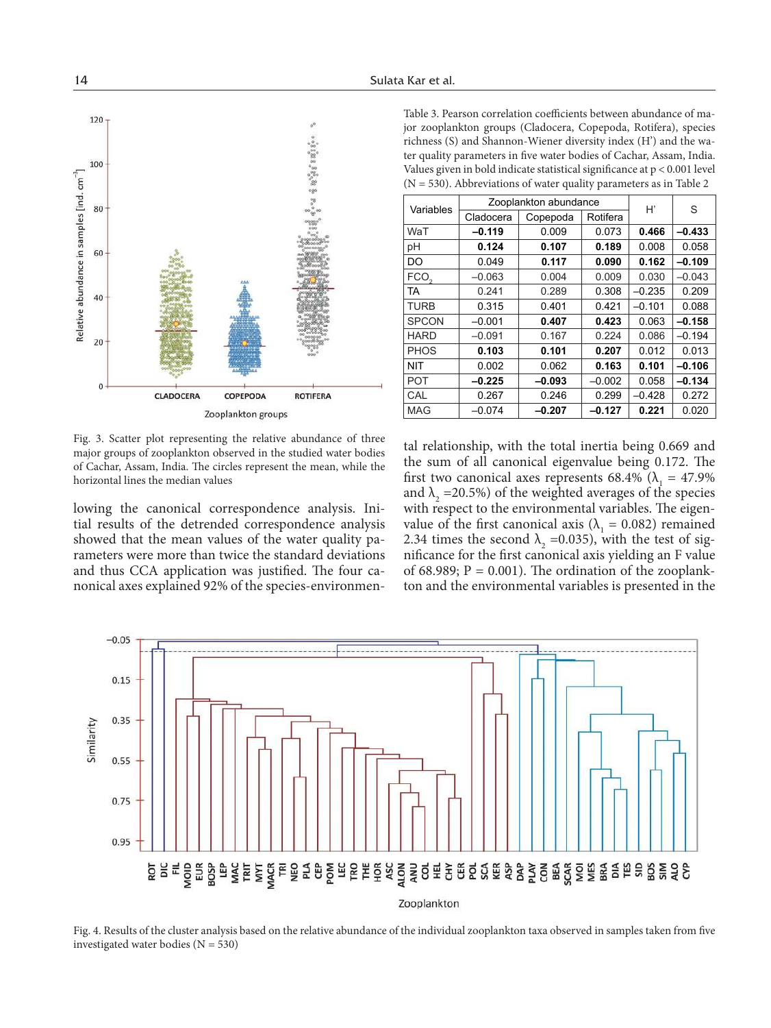Table 3. Pearson correlation coefficients between abundance of major zooplankton groups (Cladocera, Copepoda, Rotifera), species richness (S) and Shannon-Wiener diversity index (H') and the water quality parameters in five water bodies of Cachar, Assam, India. Values given in bold indicate statistical significance at p < 0.001 level (N = 530). Abbreviations of water quality parameters as in Table 2

| Variables | Zooplankton abundance | | | H' | S |
|---|---|---|---|---|---|
| | Cladocera | Copepoda | Rotifera | | |
| WaT | **–0.119** | 0.009 | 0.073 | **0.466** | **–0.433** |
| pH | **0.124** | **0.107** | **0.189** | 0.008 | 0.058 |
| DO | 0.049 | **0.117** | **0.090** | **0.162** | **–0.109** |
| $FCO_2$ | –0.063 | 0.004 | 0.009 | 0.030 | –0.043 |
| TA | 0.241 | 0.289 | 0.308 | –0.235 | 0.209 |
| TURB | 0.315 | 0.401 | 0.421 | –0.101 | 0.088 |
| SPCON | –0.001 | **0.407** | **0.423** | 0.063 | **–0.158** |
| HARD | –0.091 | 0.167 | 0.224 | 0.086 | –0.194 |
| PHOS | **0.103** | **0.101** | **0.207** | 0.012 | 0.013 |
| NIT | 0.002 | 0.062 | **0.163** | **0.101** | **–0.106** |
| POT | **–0.225** | **–0.093** | –0.002 | 0.058 | **–0.134** |
| CAL | 0.267 | 0.246 | 0.299 | –0.428 | 0.272 |
| MAG | –0.074 | **–0.207** | **–0.127** | **0.221** | 0.020 |

Fig. 3. Scatter plot representing the relative abundance of three major groups of zooplankton observed in the studied water bodies of Cachar, Assam, India. The circles represent the mean, while the horizontal lines the median values

lowing the canonical correspondence analysis. Initial results of the detrended correspondence analysis showed that the mean values of the water quality parameters were more than twice the standard deviations and thus CCA application was justified. The four canonical axes explained 92% of the species-environmental relationship, with the total inertia being 0.669 and the sum of all canonical eigenvalue being 0.172. The first two canonical axes represents 68.4% ($\lambda_1$ = 47.9% and $\lambda_2$ =20.5%) of the weighted averages of the species with respect to the environmental variables. The eigenvalue of the first canonical axis ($\lambda_1$ = 0.082) remained 2.34 times the second $\lambda_2$ =0.035), with the test of significance for the first canonical axis yielding an F value of 68.989; P = 0.001). The ordination of the zooplankton and the environmental variables is presented in the

Fig. 4. Results of the cluster analysis based on the relative abundance of the individual zooplankton taxa observed in samples taken from five investigated water bodies (N = 530)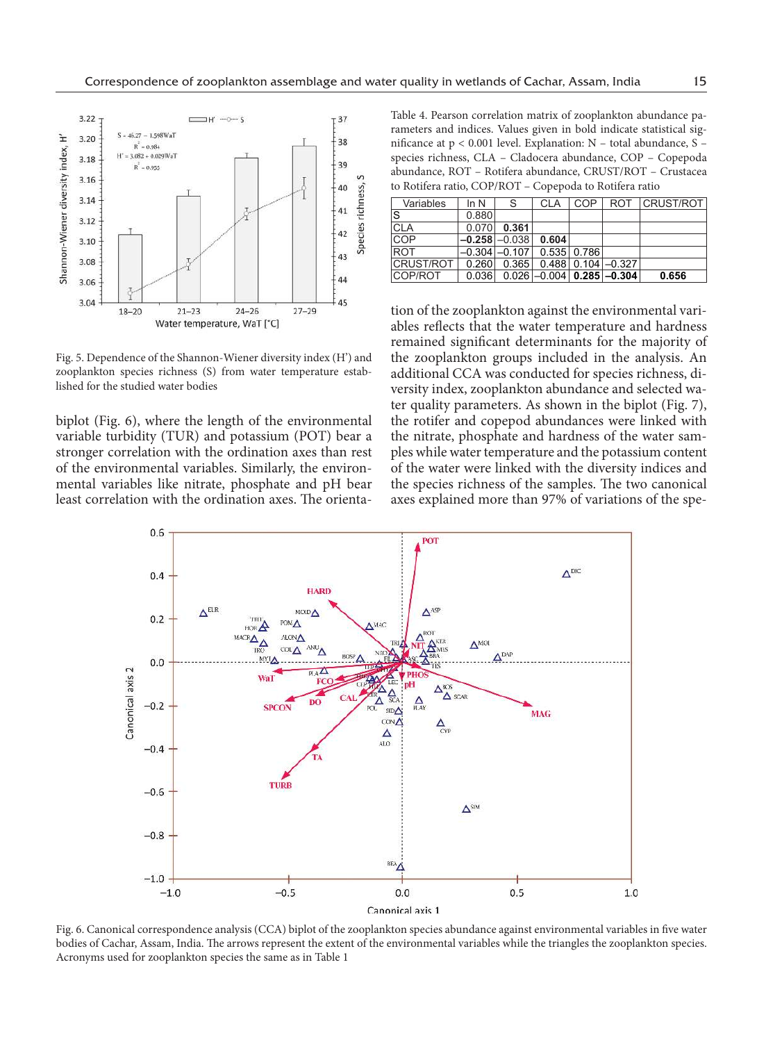Fig. 5. Dependence of the Shannon-Wiener diversity index (H') and zooplankton species richness (S) from water temperature established for the studied water bodies

biplot (Fig. 6), where the length of the environmental variable turbidity (TUR) and potassium (POT) bear a stronger correlation with the ordination axes than rest of the environmental variables. Similarly, the environmental variables like nitrate, phosphate and pH bear least correlation with the ordination axes. The orientation of the zooplankton against the environmental variables reflects that the water temperature and hardness remained significant determinants for the majority of the zooplankton groups included in the analysis. An additional CCA was conducted for species richness, diversity index, zooplankton abundance and selected water quality parameters. As shown in the biplot (Fig. 7), the rotifer and copepod abundances were linked with the nitrate, phosphate and hardness of the water samples while water temperature and the potassium content of the water were linked with the diversity indices and the species richness of the samples. The two canonical axes explained more than 97% of variations of the spe-

Table 4. Pearson correlation matrix of zooplankton abundance parameters and indices. Values given in bold indicate statistical significance at $p < 0.001$ level. Explanation: N – total abundance, S – species richness, CLA – Cladocera abundance, COP – Copepoda abundance, ROT – Rotifera abundance, CRUST/ROT – Crustacea to Rotifera ratio, COP/ROT – Copepoda to Rotifera ratio

| Variables | ln N | S | CLA | COP | ROT | CRUST/ROT |
|---|---|---|---|---|---|---|
| S | 0.880 | | | | | |
| CLA | 0.070 | **0.361** | | | | |
| COP | **–0.258** | –0.038 | **0.604** | | | |
| ROT | –0.304 | –0.107 | 0.535 | 0.786 | | |
| CRUST/ROT | 0.260 | 0.365 | 0.488 | 0.104 | –0.327 | |
| COP/ROT | 0.036 | 0.026 | –0.004 | **0.285** | **–0.304** | **0.656** |

Fig. 6. Canonical correspondence analysis (CCA) biplot of the zooplankton species abundance against environmental variables in five water bodies of Cachar, Assam, India. The arrows represent the extent of the environmental variables while the triangles the zooplankton species. Acronyms used for zooplankton species the same as in Table 1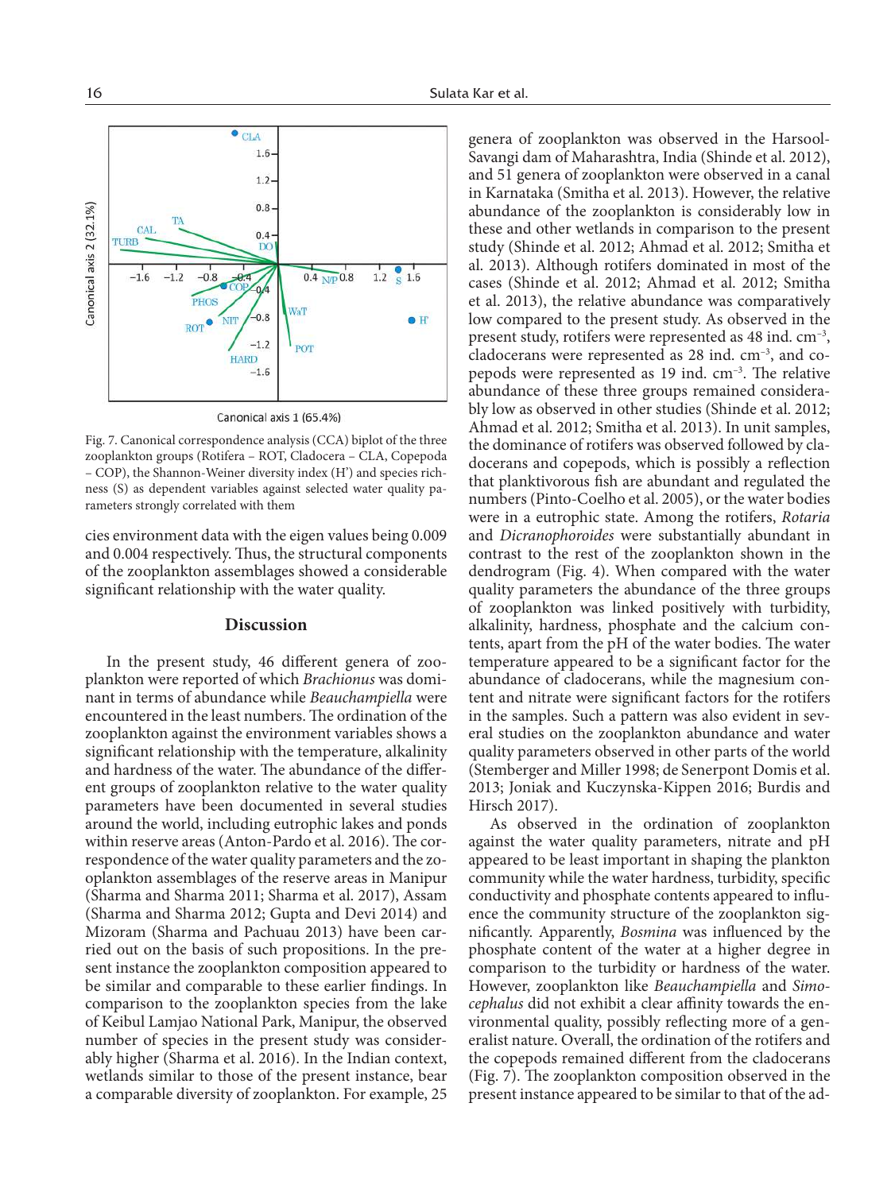Canonical axis 2 (32.1%)

Canonical axis 1 (65.4%)

Fig. 7. Canonical correspondence analysis (CCA) biplot of the three zooplankton groups (Rotifera – ROT, Cladocera – CLA, Copepoda – COP), the Shannon-Weiner diversity index (H') and species richness (S) as dependent variables against selected water quality parameters strongly correlated with them

cies environment data with the eigen values being 0.009 and 0.004 respectively. Thus, the structural components of the zooplankton assemblages showed a considerable significant relationship with the water quality.

## Discussion

In the present study, 46 different genera of zooplankton were reported of which *Brachionus* was dominant in terms of abundance while *Beauchampiella* were encountered in the least numbers. The ordination of the zooplankton against the environment variables shows a significant relationship with the temperature, alkalinity and hardness of the water. The abundance of the different groups of zooplankton relative to the water quality parameters have been documented in several studies around the world, including eutrophic lakes and ponds within reserve areas (Anton-Pardo et al. 2016). The correspondence of the water quality parameters and the zooplankton assemblages of the reserve areas in Manipur (Sharma and Sharma 2011; Sharma et al. 2017), Assam (Sharma and Sharma 2012; Gupta and Devi 2014) and Mizoram (Sharma and Pachuau 2013) have been carried out on the basis of such propositions. In the present instance the zooplankton composition appeared to be similar and comparable to these earlier findings. In comparison to the zooplankton species from the lake of Keibul Lamjao National Park, Manipur, the observed number of species in the present study was considerably higher (Sharma et al. 2016). In the Indian context, wetlands similar to those of the present instance, bear a comparable diversity of zooplankton. For example, 25 genera of zooplankton was observed in the Harsool-Savangi dam of Maharashtra, India (Shinde et al. 2012), and 51 genera of zooplankton were observed in a canal in Karnataka (Smitha et al. 2013). However, the relative abundance of the zooplankton is considerably low in these and other wetlands in comparison to the present study (Shinde et al. 2012; Ahmad et al. 2012; Smitha et al. 2013). Although rotifers dominated in most of the cases (Shinde et al. 2012; Ahmad et al. 2012; Smitha et al. 2013), the relative abundance was comparatively low compared to the present study. As observed in the present study, rotifers were represented as 48 ind. $cm^{-3}$, cladocerans were represented as 28 ind. $cm^{-3}$, and copepods were represented as 19 ind. $cm^{-3}$. The relative abundance of these three groups remained considerably low as observed in other studies (Shinde et al. 2012; Ahmad et al. 2012; Smitha et al. 2013). In unit samples, the dominance of rotifers was observed followed by cladocerans and copepods, which is possibly a reflection that planktivorous fish are abundant and regulated the numbers (Pinto-Coelho et al. 2005), or the water bodies were in a eutrophic state. Among the rotifers, *Rotaria* and *Dicranophoroides* were substantially abundant in contrast to the rest of the zooplankton shown in the dendrogram (Fig. 4). When compared with the water quality parameters the abundance of the three groups of zooplankton was linked positively with turbidity, alkalinity, hardness, phosphate and the calcium contents, apart from the pH of the water bodies. The water temperature appeared to be a significant factor for the abundance of cladocerans, while the magnesium content and nitrate were significant factors for the rotifers in the samples. Such a pattern was also evident in several studies on the zooplankton abundance and water quality parameters observed in other parts of the world (Stemberger and Miller 1998; de Senerpont Domis et al. 2013; Joniak and Kuczynska-Kippen 2016; Burdis and Hirsch 2017).

As observed in the ordination of zooplankton against the water quality parameters, nitrate and pH appeared to be least important in shaping the plankton community while the water hardness, turbidity, specific conductivity and phosphate contents appeared to influence the community structure of the zooplankton significantly. Apparently, *Bosmina* was influenced by the phosphate content of the water at a higher degree in comparison to the turbidity or hardness of the water. However, zooplankton like *Beauchampiella* and *Simocephalus* did not exhibit a clear affinity towards the environmental quality, possibly reflecting more of a generalist nature. Overall, the ordination of the rotifers and the copepods remained different from the cladocerans (Fig. 7). The zooplankton composition observed in the present instance appeared to be similar to that of the ad-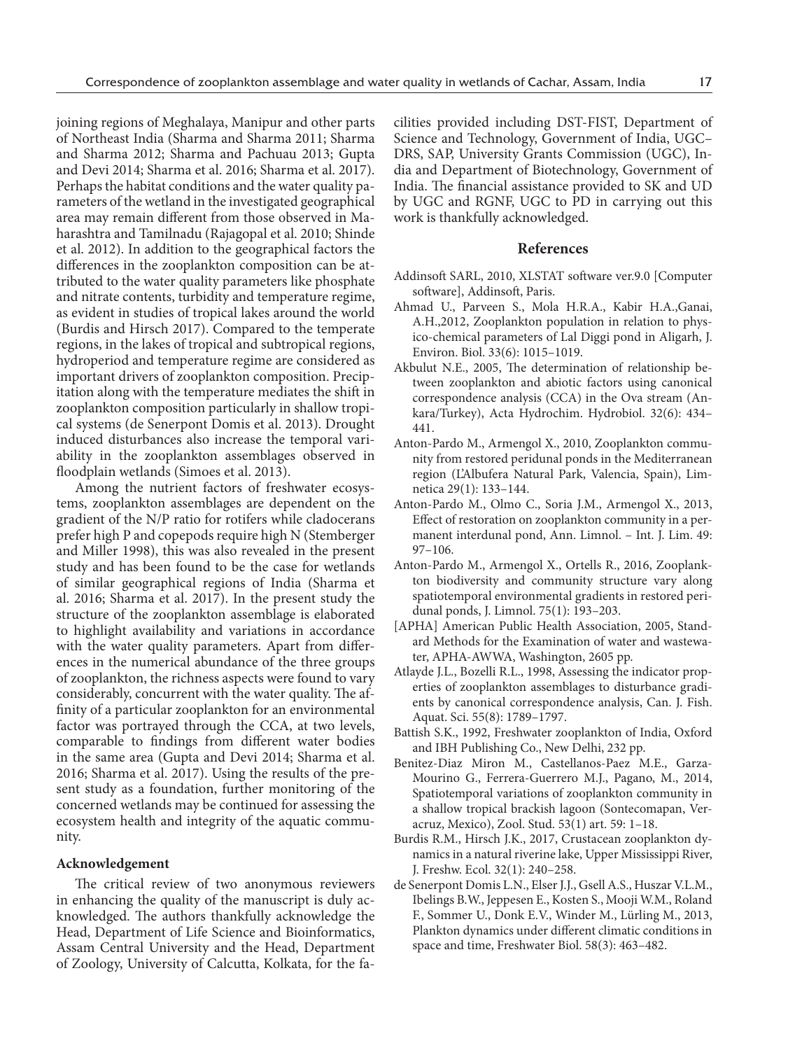joining regions of Meghalaya, Manipur and other parts of Northeast India (Sharma and Sharma 2011; Sharma and Sharma 2012; Sharma and Pachuau 2013; Gupta and Devi 2014; Sharma et al. 2016; Sharma et al. 2017). Perhaps the habitat conditions and the water quality parameters of the wetland in the investigated geographical area may remain different from those observed in Maharashtra and Tamilnadu (Rajagopal et al. 2010; Shinde et al. 2012). In addition to the geographical factors the differences in the zooplankton composition can be attributed to the water quality parameters like phosphate and nitrate contents, turbidity and temperature regime, as evident in studies of tropical lakes around the world (Burdis and Hirsch 2017). Compared to the temperate regions, in the lakes of tropical and subtropical regions, hydroperiod and temperature regime are considered as important drivers of zooplankton composition. Precipitation along with the temperature mediates the shift in zooplankton composition particularly in shallow tropical systems (de Senerpont Domis et al. 2013). Drought induced disturbances also increase the temporal variability in the zooplankton assemblages observed in floodplain wetlands (Simoes et al. 2013).

Among the nutrient factors of freshwater ecosystems, zooplankton assemblages are dependent on the gradient of the N/P ratio for rotifers while cladocerans prefer high P and copepods require high N (Stemberger and Miller 1998), this was also revealed in the present study and has been found to be the case for wetlands of similar geographical regions of India (Sharma et al. 2016; Sharma et al. 2017). In the present study the structure of the zooplankton assemblage is elaborated to highlight availability and variations in accordance with the water quality parameters. Apart from differences in the numerical abundance of the three groups of zooplankton, the richness aspects were found to vary considerably, concurrent with the water quality. The affinity of a particular zooplankton for an environmental factor was portrayed through the CCA, at two levels, comparable to findings from different water bodies in the same area (Gupta and Devi 2014; Sharma et al. 2016; Sharma et al. 2017). Using the results of the present study as a foundation, further monitoring of the concerned wetlands may be continued for assessing the ecosystem health and integrity of the aquatic community.

#### Acknowledgement

The critical review of two anonymous reviewers in enhancing the quality of the manuscript is duly acknowledged. The authors thankfully acknowledge the Head, Department of Life Science and Bioinformatics, Assam Central University and the Head, Department of Zoology, University of Calcutta, Kolkata, for the facilities provided including DST-FIST, Department of Science and Technology, Government of India, UGC–DRS, SAP, University Grants Commission (UGC), India and Department of Biotechnology, Government of India. The financial assistance provided to SK and UD by UGC and RGNF, UGC to PD in carrying out this work is thankfully acknowledged.

## References

Addinsoft SARL, 2010, XLSTAT software ver.9.0 [Computer software], Addinsoft, Paris.

Ahmad U., Parveen S., Mola H.R.A., Kabir H.A.,Ganai, A.H.,2012, Zooplankton population in relation to physico-chemical parameters of Lal Diggi pond in Aligarh, J. Environ. Biol. 33(6): 1015–1019.

Akbulut N.E., 2005, The determination of relationship between zooplankton and abiotic factors using canonical correspondence analysis (CCA) in the Ova stream (Ankara/Turkey), Acta Hydrochim. Hydrobiol. 32(6): 434–441.

Anton-Pardo M., Armengol X., 2010, Zooplankton community from restored peridunal ponds in the Mediterranean region (L'Albufera Natural Park, Valencia, Spain), Limnetica 29(1): 133–144.

Anton-Pardo M., Olmo C., Soria J.M., Armengol X., 2013, Effect of restoration on zooplankton community in a permanent interdunal pond, Ann. Limnol. – Int. J. Lim. 49: 97–106.

Anton-Pardo M., Armengol X., Ortells R., 2016, Zooplankton biodiversity and community structure vary along spatiotemporal environmental gradients in restored peridunal ponds, J. Limnol. 75(1): 193–203.

[APHA] American Public Health Association, 2005, Standard Methods for the Examination of water and wastewater, APHA-AWWA, Washington, 2605 pp.

Atlayde J.L., Bozelli R.L., 1998, Assessing the indicator properties of zooplankton assemblages to disturbance gradients by canonical correspondence analysis, Can. J. Fish. Aquat. Sci. 55(8): 1789–1797.

Battish S.K., 1992, Freshwater zooplankton of India, Oxford and IBH Publishing Co., New Delhi, 232 pp.

Benitez-Diaz Miron M., Castellanos-Paez M.E., Garza-Mourino G., Ferrera-Guerrero M.J., Pagano, M., 2014, Spatiotemporal variations of zooplankton community in a shallow tropical brackish lagoon (Sontecomapan, Veracruz, Mexico), Zool. Stud. 53(1) art. 59: 1–18.

Burdis R.M., Hirsch J.K., 2017, Crustacean zooplankton dynamics in a natural riverine lake, Upper Mississippi River, J. Freshw. Ecol. 32(1): 240–258.

de Senerpont Domis L.N., Elser J.J., Gsell A.S., Huszar V.L.M., Ibelings B.W., Jeppesen E., Kosten S., Mooji W.M., Roland F., Sommer U., Donk E.V., Winder M., Lürling M., 2013, Plankton dynamics under different climatic conditions in space and time, Freshwater Biol. 58(3): 463–482.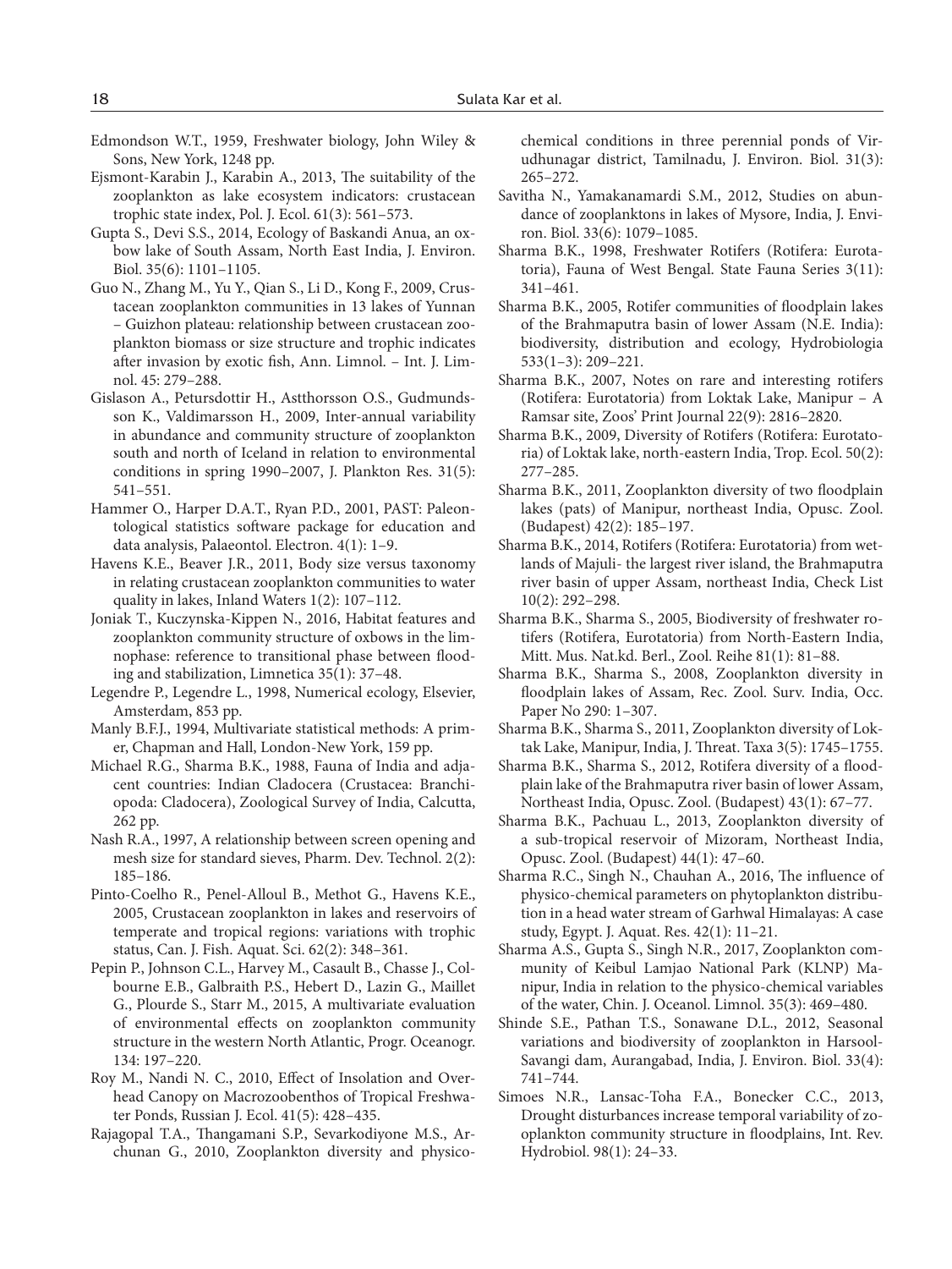Edmondson W.T., 1959, Freshwater biology, John Wiley & Sons, New York, 1248 pp.

Ejsmont-Karabin J., Karabin A., 2013, The suitability of the zooplankton as lake ecosystem indicators: crustacean trophic state index, Pol. J. Ecol. 61(3): 561–573.

Gupta S., Devi S.S., 2014, Ecology of Baskandi Anua, an oxbow lake of South Assam, North East India, J. Environ. Biol. 35(6): 1101–1105.

Guo N., Zhang M., Yu Y., Qian S., Li D., Kong F., 2009, Crustacean zooplankton communities in 13 lakes of Yunnan – Guizhon plateau: relationship between crustacean zooplankton biomass or size structure and trophic indicates after invasion by exotic fish, Ann. Limnol. – Int. J. Limnol. 45: 279–288.

Gislason A., Petursdottir H., Astthorsson O.S., Gudmundsson K., Valdimarsson H., 2009, Inter-annual variability in abundance and community structure of zooplankton south and north of Iceland in relation to environmental conditions in spring 1990–2007, J. Plankton Res. 31(5): 541–551.

Hammer O., Harper D.A.T., Ryan P.D., 2001, PAST: Paleontological statistics software package for education and data analysis, Palaeontol. Electron. 4(1): 1–9.

Havens K.E., Beaver J.R., 2011, Body size versus taxonomy in relating crustacean zooplankton communities to water quality in lakes, Inland Waters 1(2): 107–112.

Joniak T., Kuczynska-Kippen N., 2016, Habitat features and zooplankton community structure of oxbows in the limnophase: reference to transitional phase between flooding and stabilization, Limnetica 35(1): 37–48.

Legendre P., Legendre L., 1998, Numerical ecology, Elsevier, Amsterdam, 853 pp.

Manly B.F.J., 1994, Multivariate statistical methods: A primer, Chapman and Hall, London-New York, 159 pp.

Michael R.G., Sharma B.K., 1988, Fauna of India and adjacent countries: Indian Cladocera (Crustacea: Branchiopoda: Cladocera), Zoological Survey of India, Calcutta, 262 pp.

Nash R.A., 1997, A relationship between screen opening and mesh size for standard sieves, Pharm. Dev. Technol. 2(2): 185–186.

Pinto-Coelho R., Penel-Alloul B., Methot G., Havens K.E., 2005, Crustacean zooplankton in lakes and reservoirs of temperate and tropical regions: variations with trophic status, Can. J. Fish. Aquat. Sci. 62(2): 348–361.

Pepin P., Johnson C.L., Harvey M., Casault B., Chasse J., Colbourne E.B., Galbraith P.S., Hebert D., Lazin G., Maillet G., Plourde S., Starr M., 2015, A multivariate evaluation of environmental effects on zooplankton community structure in the western North Atlantic, Progr. Oceanogr. 134: 197–220.

Roy M., Nandi N. C., 2010, Effect of Insolation and Overhead Canopy on Macrozoobenthos of Tropical Freshwater Ponds, Russian J. Ecol. 41(5): 428–435.

Rajagopal T.A., Thangamani S.P., Sevarkodiyone M.S., Archunan G., 2010, Zooplankton diversity and physico-chemical conditions in three perennial ponds of Virudhunagar district, Tamilnadu, J. Environ. Biol. 31(3): 265–272.

Savitha N., Yamakanamardi S.M., 2012, Studies on abundance of zooplanktons in lakes of Mysore, India, J. Environ. Biol. 33(6): 1079–1085.

Sharma B.K., 1998, Freshwater Rotifers (Rotifera: Eurotatoria), Fauna of West Bengal. State Fauna Series 3(11): 341–461.

Sharma B.K., 2005, Rotifer communities of floodplain lakes of the Brahmaputra basin of lower Assam (N.E. India): biodiversity, distribution and ecology, Hydrobiologia 533(1–3): 209–221.

Sharma B.K., 2007, Notes on rare and interesting rotifers (Rotifera: Eurotatoria) from Loktak Lake, Manipur – A Ramsar site, Zoos' Print Journal 22(9): 2816–2820.

Sharma B.K., 2009, Diversity of Rotifers (Rotifera: Eurotatoria) of Loktak lake, north-eastern India, Trop. Ecol. 50(2): 277–285.

Sharma B.K., 2011, Zooplankton diversity of two floodplain lakes (pats) of Manipur, northeast India, Opusc. Zool. (Budapest) 42(2): 185–197.

Sharma B.K., 2014, Rotifers (Rotifera: Eurotatoria) from wetlands of Majuli- the largest river island, the Brahmaputra river basin of upper Assam, northeast India, Check List 10(2): 292–298.

Sharma B.K., Sharma S., 2005, Biodiversity of freshwater rotifers (Rotifera, Eurotatoria) from North-Eastern India, Mitt. Mus. Nat.kd. Berl., Zool. Reihe 81(1): 81–88.

Sharma B.K., Sharma S., 2008, Zooplankton diversity in floodplain lakes of Assam, Rec. Zool. Surv. India, Occ. Paper No 290: 1–307.

Sharma B.K., Sharma S., 2011, Zooplankton diversity of Loktak Lake, Manipur, India, J. Threat. Taxa 3(5): 1745–1755.

Sharma B.K., Sharma S., 2012, Rotifera diversity of a floodplain lake of the Brahmaputra river basin of lower Assam, Northeast India, Opusc. Zool. (Budapest) 43(1): 67–77.

Sharma B.K., Pachuau L., 2013, Zooplankton diversity of a sub-tropical reservoir of Mizoram, Northeast India, Opusc. Zool. (Budapest) 44(1): 47–60.

Sharma R.C., Singh N., Chauhan A., 2016, The influence of physico-chemical parameters on phytoplankton distribution in a head water stream of Garhwal Himalayas: A case study, Egypt. J. Aquat. Res. 42(1): 11–21.

Sharma A.S., Gupta S., Singh N.R., 2017, Zooplankton community of Keibul Lamjao National Park (KLNP) Manipur, India in relation to the physico-chemical variables of the water, Chin. J. Oceanol. Limnol. 35(3): 469–480.

Shinde S.E., Pathan T.S., Sonawane D.L., 2012, Seasonal variations and biodiversity of zooplankton in Harsool-Savangi dam, Aurangabad, India, J. Environ. Biol. 33(4): 741–744.

Simoes N.R., Lansac-Toha F.A., Bonecker C.C., 2013, Drought disturbances increase temporal variability of zooplankton community structure in floodplains, Int. Rev. Hydrobiol. 98(1): 24–33.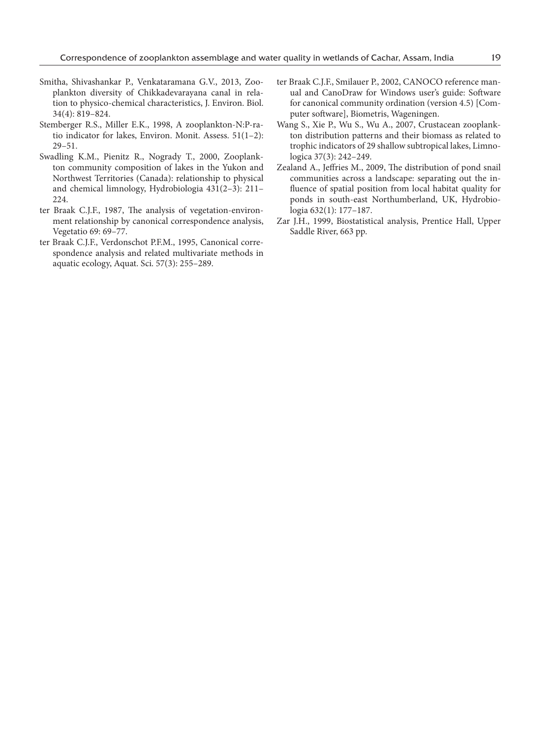Smitha, Shivashankar P., Venkataramana G.V., 2013, Zooplankton diversity of Chikkadevarayana canal in relation to physico-chemical characteristics, J. Environ. Biol. 34(4): 819–824.

Stemberger R.S., Miller E.K., 1998, A zooplankton-N:P-ratio indicator for lakes, Environ. Monit. Assess. 51(1–2): 29–51.

Swadling K.M., Pienitz R., Nogrady T., 2000, Zooplankton community composition of lakes in the Yukon and Northwest Territories (Canada): relationship to physical and chemical limnology, Hydrobiologia 431(2–3): 211–224.

ter Braak C.J.F., 1987, The analysis of vegetation-environment relationship by canonical correspondence analysis, Vegetatio 69: 69–77.

ter Braak C.J.F., Verdonschot P.F.M., 1995, Canonical correspondence analysis and related multivariate methods in aquatic ecology, Aquat. Sci. 57(3): 255–289.

ter Braak C.J.F., Smilauer P., 2002, CANOCO reference manual and CanoDraw for Windows user's guide: Software for canonical community ordination (version 4.5) [Computer software], Biometris, Wageningen.

Wang S., Xie P., Wu S., Wu A., 2007, Crustacean zooplankton distribution patterns and their biomass as related to trophic indicators of 29 shallow subtropical lakes, Limnologica 37(3): 242–249.

Zealand A., Jeffries M., 2009, The distribution of pond snail communities across a landscape: separating out the influence of spatial position from local habitat quality for ponds in south-east Northumberland, UK, Hydrobiologia 632(1): 177–187.

Zar J.H., 1999, Biostatistical analysis, Prentice Hall, Upper Saddle River, 663 pp.